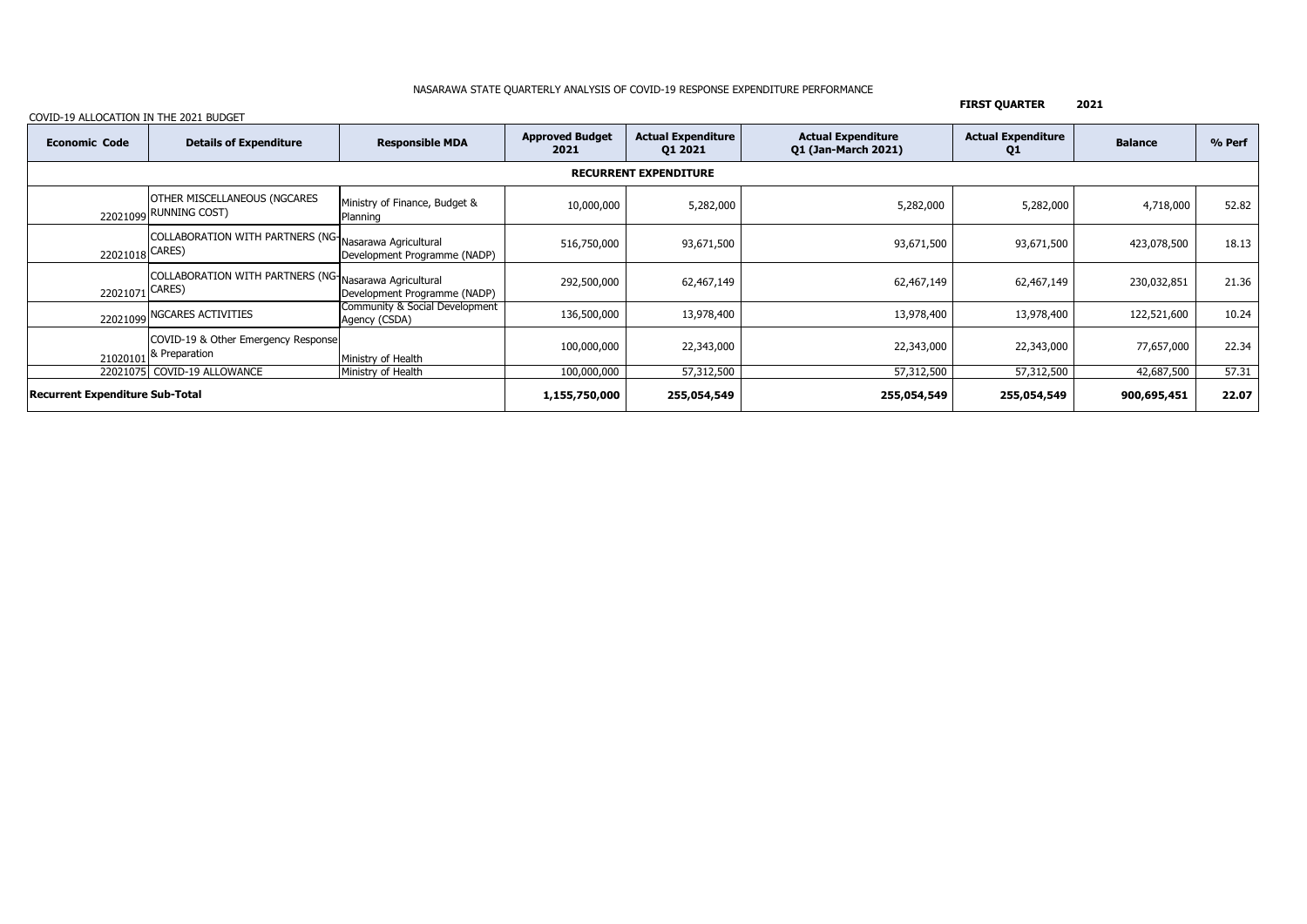NASARAWA STATE QUARTERLY ANALYSIS OF COVID-19 RESPONSE EXPENDITURE PERFORMANCE

**FIRST QUARTER 2021**

COVID-19 ALLOCATION IN THE 2021 BUDGET

| Economic Code | Details of Expenditure | Responsible MDA | Approved Budget 2021 | Actual Expenditure Q1 2021 | Actual Expenditure Q1 (Jan-March 2021) | Actual Expenditure Q1 | Balance | % Perf |
|---|---|---|---|---|---|---|---|---|
| **RECURRENT EXPENDITURE** | | | | | | | | |
| 22021099 | OTHER MISCELLANEOUS (NGCARES RUNNING COST) | Ministry of Finance, Budget & Planning | 10,000,000 | 5,282,000 | 5,282,000 | 5,282,000 | 4,718,000 | 52.82 |
| 22021018 | COLLABORATION WITH PARTNERS (NG-CARES) | Nasarawa Agricultural Development Programme (NADP) | 516,750,000 | 93,671,500 | 93,671,500 | 93,671,500 | 423,078,500 | 18.13 |
| 22021071 | COLLABORATION WITH PARTNERS (NG-CARES) | Nasarawa Agricultural Development Programme (NADP) | 292,500,000 | 62,467,149 | 62,467,149 | 62,467,149 | 230,032,851 | 21.36 |
| 22021099 | NGCARES ACTIVITIES | Community & Social Development Agency (CSDA) | 136,500,000 | 13,978,400 | 13,978,400 | 13,978,400 | 122,521,600 | 10.24 |
| 21020101 | COVID-19 & Other Emergency Response & Preparation | Ministry of Health | 100,000,000 | 22,343,000 | 22,343,000 | 22,343,000 | 77,657,000 | 22.34 |
| 22021075 | COVID-19 ALLOWANCE | Ministry of Health | 100,000,000 | 57,312,500 | 57,312,500 | 57,312,500 | 42,687,500 | 57.31 |
| **Recurrent Expenditure Sub-Total** | | | **1,155,750,000** | **255,054,549** | **255,054,549** | **255,054,549** | **900,695,451** | **22.07** |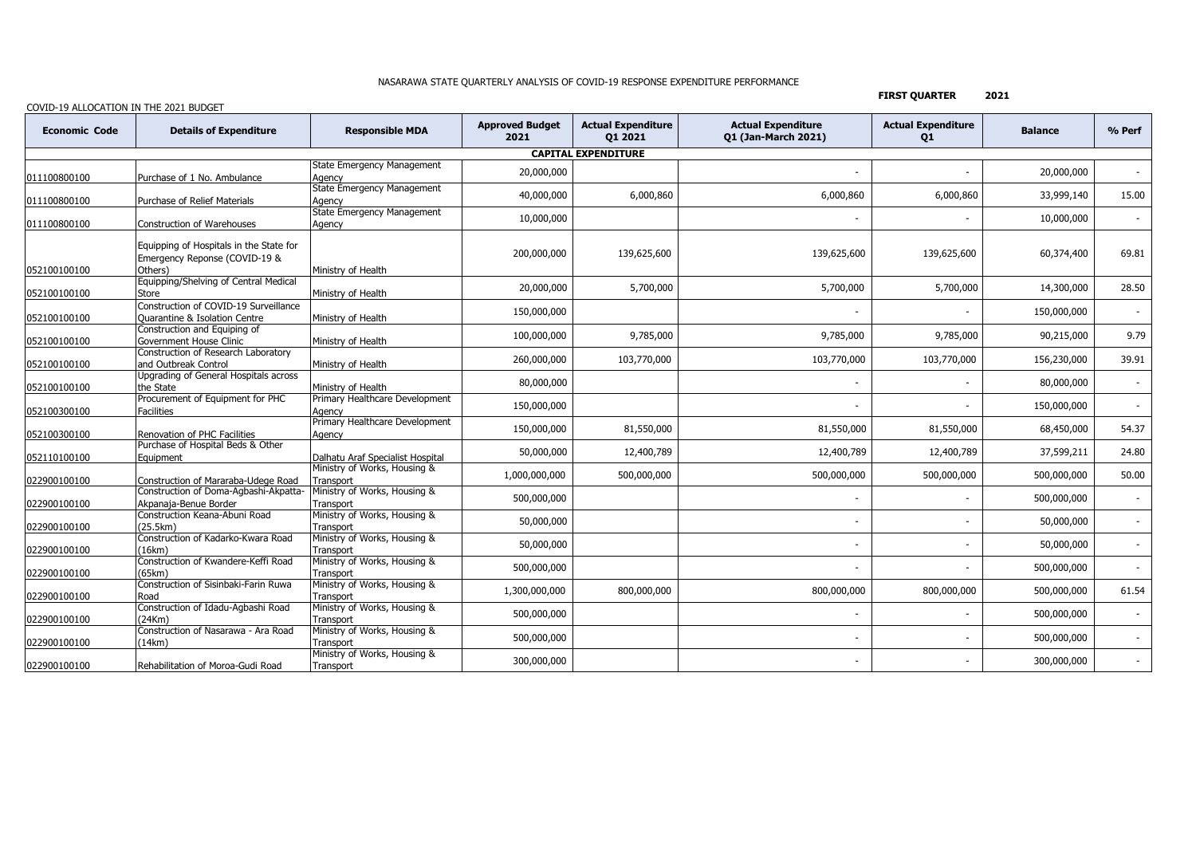NASARAWA STATE QUARTERLY ANALYSIS OF COVID-19 RESPONSE EXPENDITURE PERFORMANCE

**FIRST QUARTER 2021**

COVID-19 ALLOCATION IN THE 2021 BUDGET

| Economic Code | Details of Expenditure | Responsible MDA | Approved Budget 2021 | Actual Expenditure Q1 2021 | Actual Expenditure Q1 (Jan-March 2021) | Actual Expenditure Q1 | Balance | % Perf |
|---|---|---|---|---|---|---|---|---|
| **CAPITAL EXPENDITURE** | | | | | | | | |
| 011100800100 | Purchase of 1 No. Ambulance | State Emergency Management Agency | 20,000,000 | | - | - | 20,000,000 | - |
| 011100800100 | Purchase of Relief Materials | State Emergency Management Agency | 40,000,000 | 6,000,860 | 6,000,860 | 6,000,860 | 33,999,140 | 15.00 |
| 011100800100 | Construction of Warehouses | State Emergency Management Agency | 10,000,000 | | - | - | 10,000,000 | - |
| 052100100100 | Equipping of Hospitals in the State for Emergency Reponse (COVID-19 & Others) | Ministry of Health | 200,000,000 | 139,625,600 | 139,625,600 | 139,625,600 | 60,374,400 | 69.81 |
| 052100100100 | Equipping/Shelving of Central Medical Store | Ministry of Health | 20,000,000 | 5,700,000 | 5,700,000 | 5,700,000 | 14,300,000 | 28.50 |
| 052100100100 | Construction of COVID-19 Surveillance Quarantine & Isolation Centre | Ministry of Health | 150,000,000 | | - | - | 150,000,000 | - |
| 052100100100 | Construction and Equiping of Government House Clinic | Ministry of Health | 100,000,000 | 9,785,000 | 9,785,000 | 9,785,000 | 90,215,000 | 9.79 |
| 052100100100 | Construction of Research Laboratory and Outbreak Control | Ministry of Health | 260,000,000 | 103,770,000 | 103,770,000 | 103,770,000 | 156,230,000 | 39.91 |
| 052100100100 | Upgrading of General Hospitals across the State | Ministry of Health | 80,000,000 | | - | - | 80,000,000 | - |
| 052100300100 | Procurement of Equipment for PHC Facilities | Primary Healthcare Development Agency | 150,000,000 | | - | - | 150,000,000 | - |
| 052100300100 | Renovation of PHC Facilities | Primary Healthcare Development Agency | 150,000,000 | 81,550,000 | 81,550,000 | 81,550,000 | 68,450,000 | 54.37 |
| 052110100100 | Purchase of Hospital Beds & Other Equipment | Dalhatu Araf Specialist Hospital | 50,000,000 | 12,400,789 | 12,400,789 | 12,400,789 | 37,599,211 | 24.80 |
| 022900100100 | Construction of Mararaba-Udege Road | Ministry of Works, Housing & Transport | 1,000,000,000 | 500,000,000 | 500,000,000 | 500,000,000 | 500,000,000 | 50.00 |
| 022900100100 | Construction of Doma-Agbashi-Akpatta-Akpanaja-Benue Border | Ministry of Works, Housing & Transport | 500,000,000 | | - | - | 500,000,000 | - |
| 022900100100 | Construction Keana-Abuni Road (25.5km) | Ministry of Works, Housing & Transport | 50,000,000 | | - | - | 50,000,000 | - |
| 022900100100 | Construction of Kadarko-Kwara Road (16km) | Ministry of Works, Housing & Transport | 50,000,000 | | - | - | 50,000,000 | - |
| 022900100100 | Construction of Kwandere-Keffi Road (65km) | Ministry of Works, Housing & Transport | 500,000,000 | | - | - | 500,000,000 | - |
| 022900100100 | Construction of Sisinbaki-Farin Ruwa Road | Ministry of Works, Housing & Transport | 1,300,000,000 | 800,000,000 | 800,000,000 | 800,000,000 | 500,000,000 | 61.54 |
| 022900100100 | Construction of Idadu-Agbashi Road (24Km) | Ministry of Works, Housing & Transport | 500,000,000 | | - | - | 500,000,000 | - |
| 022900100100 | Construction of Nasarawa - Ara Road (14km) | Ministry of Works, Housing & Transport | 500,000,000 | | - | - | 500,000,000 | - |
| 022900100100 | Rehabilitation of Moroa-Gudi Road | Ministry of Works, Housing & Transport | 300,000,000 | | - | - | 300,000,000 | - |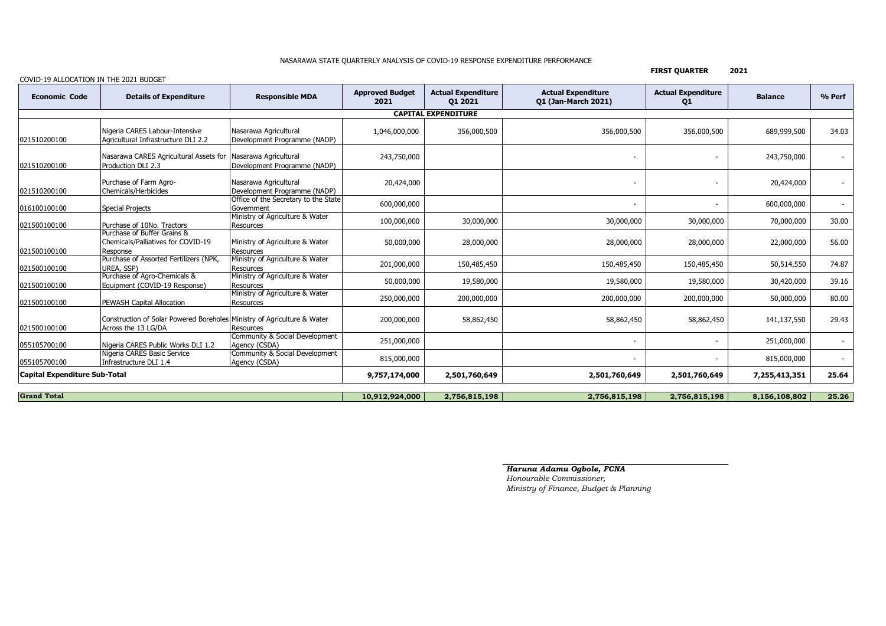NASARAWA STATE QUARTERLY ANALYSIS OF COVID-19 RESPONSE EXPENDITURE PERFORMANCE

**FIRST QUARTER 2021**

COVID-19 ALLOCATION IN THE 2021 BUDGET

| Economic Code | Details of Expenditure | Responsible MDA | Approved Budget 2021 | Actual Expenditure Q1 2021 | Actual Expenditure Q1 (Jan-March 2021) | Actual Expenditure Q1 | Balance | % Perf |
|---|---|---|---|---|---|---|---|---|
| | | | | **CAPITAL EXPENDITURE** | | | | |
| 021510200100 | Nigeria CARES Labour-Intensive Agricultural Infrastructure DLI 2.2 | Nasarawa Agricultural Development Programme (NADP) | 1,046,000,000 | 356,000,500 | 356,000,500 | 356,000,500 | 689,999,500 | 34.03 |
| 021510200100 | Nasarawa CARES Agricultural Assets for Production DLI 2.3 | Nasarawa Agricultural Development Programme (NADP) | 243,750,000 | | - | - | 243,750,000 | - |
| 021510200100 | Purchase of Farm Agro-Chemicals/Herbicides | Nasarawa Agricultural Development Programme (NADP) | 20,424,000 | | - | - | 20,424,000 | - |
| 016100100100 | Special Projects | Office of the Secretary to the State Government | 600,000,000 | | - | - | 600,000,000 | - |
| 021500100100 | Purchase of 10No. Tractors | Ministry of Agriculture & Water Resources | 100,000,000 | 30,000,000 | 30,000,000 | 30,000,000 | 70,000,000 | 30.00 |
| 021500100100 | Purchase of Buffer Grains & Chemicals/Palliatives for COVID-19 Response | Ministry of Agriculture & Water Resources | 50,000,000 | 28,000,000 | 28,000,000 | 28,000,000 | 22,000,000 | 56.00 |
| 021500100100 | Purchase of Assorted Fertilizers (NPK, UREA, SSP) | Ministry of Agriculture & Water Resources | 201,000,000 | 150,485,450 | 150,485,450 | 150,485,450 | 50,514,550 | 74.87 |
| 021500100100 | Purchase of Agro-Chemicals & Equipment (COVID-19 Response) | Ministry of Agriculture & Water Resources | 50,000,000 | 19,580,000 | 19,580,000 | 19,580,000 | 30,420,000 | 39.16 |
| 021500100100 | PEWASH Capital Allocation | Ministry of Agriculture & Water Resources | 250,000,000 | 200,000,000 | 200,000,000 | 200,000,000 | 50,000,000 | 80.00 |
| 021500100100 | Construction of Solar Powered Boreholes Across the 13 LG/DA | Ministry of Agriculture & Water Resources | 200,000,000 | 58,862,450 | 58,862,450 | 58,862,450 | 141,137,550 | 29.43 |
| 055105700100 | Nigeria CARES Public Works DLI 1.2 | Community & Social Development Agency (CSDA) | 251,000,000 | | - | - | 251,000,000 | - |
| 055105700100 | Nigeria CARES Basic Service Infrastructure DLI 1.4 | Community & Social Development Agency (CSDA) | 815,000,000 | | - | - | 815,000,000 | - |
| **Capital Expenditure Sub-Total** | | | **9,757,174,000** | **2,501,760,649** | **2,501,760,649** | **2,501,760,649** | **7,255,413,351** | **25.64** |
| **Grand Total** | | | **10,912,924,000** | **2,756,815,198** | **2,756,815,198** | **2,756,815,198** | **8,156,108,802** | **25.26** |

***Haruna Adamu Ogbole, FCNA***
*Honourable Commissioner,*
*Ministry of Finance, Budget & Planning*